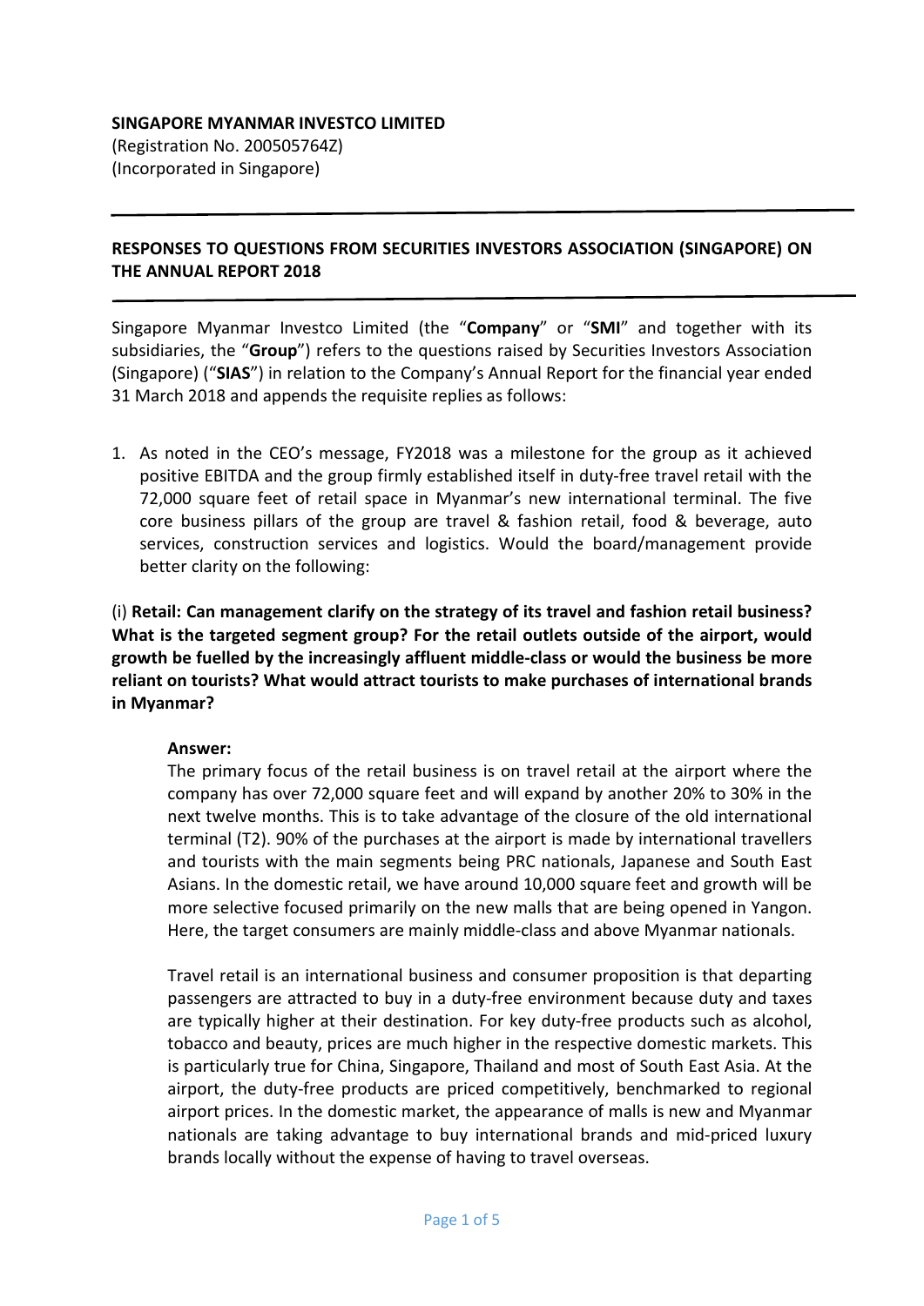**SINGAPORE MYANMAR INVESTCO LIMITED**
(Registration No. 200505764Z)
(Incorporated in Singapore)

---

**RESPONSES TO QUESTIONS FROM SECURITIES INVESTORS ASSOCIATION (SINGAPORE) ON THE ANNUAL REPORT 2018**

---

Singapore Myanmar Investco Limited (the "**Company**" or "**SMI**" and together with its subsidiaries, the "**Group**") refers to the questions raised by Securities Investors Association (Singapore) ("**SIAS**") in relation to the Company's Annual Report for the financial year ended 31 March 2018 and appends the requisite replies as follows:

1. As noted in the CEO's message, FY2018 was a milestone for the group as it achieved positive EBITDA and the group firmly established itself in duty-free travel retail with the 72,000 square feet of retail space in Myanmar's new international terminal. The five core business pillars of the group are travel & fashion retail, food & beverage, auto services, construction services and logistics. Would the board/management provide better clarity on the following:

(i) **Retail: Can management clarify on the strategy of its travel and fashion retail business? What is the targeted segment group? For the retail outlets outside of the airport, would growth be fuelled by the increasingly affluent middle-class or would the business be more reliant on tourists? What would attract tourists to make purchases of international brands in Myanmar?**

**Answer:**

The primary focus of the retail business is on travel retail at the airport where the company has over 72,000 square feet and will expand by another 20% to 30% in the next twelve months. This is to take advantage of the closure of the old international terminal (T2). 90% of the purchases at the airport is made by international travellers and tourists with the main segments being PRC nationals, Japanese and South East Asians. In the domestic retail, we have around 10,000 square feet and growth will be more selective focused primarily on the new malls that are being opened in Yangon. Here, the target consumers are mainly middle-class and above Myanmar nationals.

Travel retail is an international business and consumer proposition is that departing passengers are attracted to buy in a duty-free environment because duty and taxes are typically higher at their destination. For key duty-free products such as alcohol, tobacco and beauty, prices are much higher in the respective domestic markets. This is particularly true for China, Singapore, Thailand and most of South East Asia. At the airport, the duty-free products are priced competitively, benchmarked to regional airport prices. In the domestic market, the appearance of malls is new and Myanmar nationals are taking advantage to buy international brands and mid-priced luxury brands locally without the expense of having to travel overseas.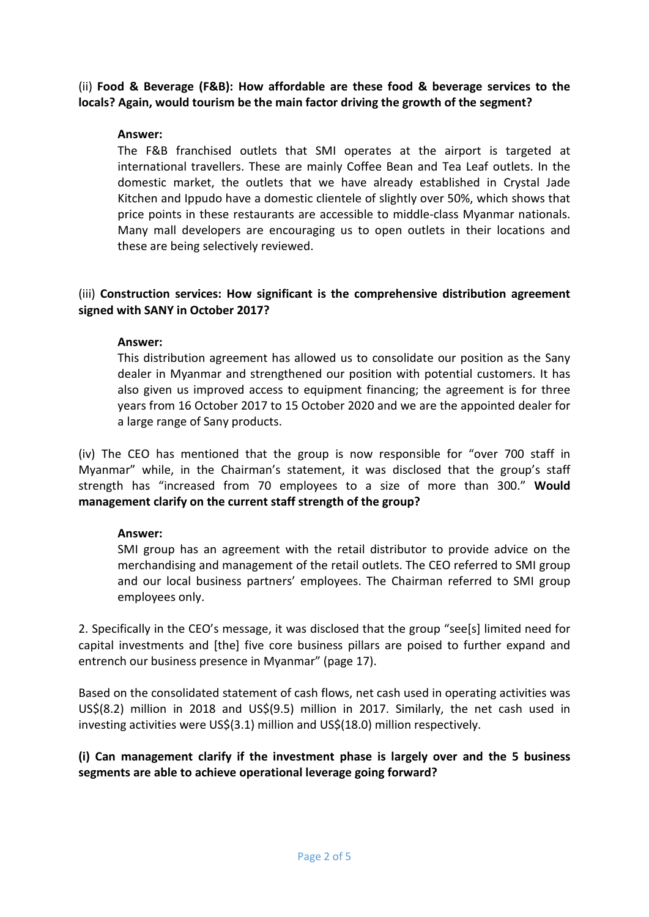(ii) **Food & Beverage (F&B): How affordable are these food & beverage services to the locals? Again, would tourism be the main factor driving the growth of the segment?**

**Answer:**

The F&B franchised outlets that SMI operates at the airport is targeted at international travellers. These are mainly Coffee Bean and Tea Leaf outlets. In the domestic market, the outlets that we have already established in Crystal Jade Kitchen and Ippudo have a domestic clientele of slightly over 50%, which shows that price points in these restaurants are accessible to middle-class Myanmar nationals. Many mall developers are encouraging us to open outlets in their locations and these are being selectively reviewed.

(iii) **Construction services: How significant is the comprehensive distribution agreement signed with SANY in October 2017?**

**Answer:**

This distribution agreement has allowed us to consolidate our position as the Sany dealer in Myanmar and strengthened our position with potential customers. It has also given us improved access to equipment financing; the agreement is for three years from 16 October 2017 to 15 October 2020 and we are the appointed dealer for a large range of Sany products.

(iv) The CEO has mentioned that the group is now responsible for "over 700 staff in Myanmar" while, in the Chairman's statement, it was disclosed that the group's staff strength has "increased from 70 employees to a size of more than 300." **Would management clarify on the current staff strength of the group?**

**Answer:**

SMI group has an agreement with the retail distributor to provide advice on the merchandising and management of the retail outlets. The CEO referred to SMI group and our local business partners' employees. The Chairman referred to SMI group employees only.

2. Specifically in the CEO's message, it was disclosed that the group "see[s] limited need for capital investments and [the] five core business pillars are poised to further expand and entrench our business presence in Myanmar" (page 17).

Based on the consolidated statement of cash flows, net cash used in operating activities was US$(8.2) million in 2018 and US$(9.5) million in 2017. Similarly, the net cash used in investing activities were US$(3.1) million and US$(18.0) million respectively.

**(i) Can management clarify if the investment phase is largely over and the 5 business segments are able to achieve operational leverage going forward?**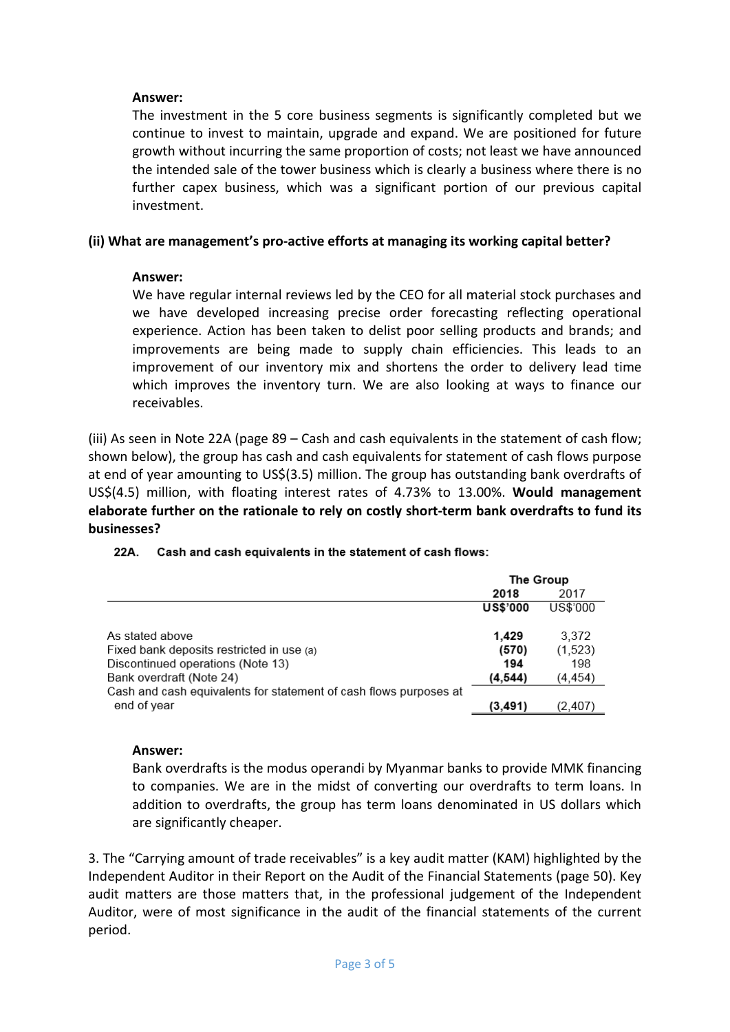**Answer:**

The investment in the 5 core business segments is significantly completed but we continue to invest to maintain, upgrade and expand. We are positioned for future growth without incurring the same proportion of costs; not least we have announced the intended sale of the tower business which is clearly a business where there is no further capex business, which was a significant portion of our previous capital investment.

**(ii) What are management's pro-active efforts at managing its working capital better?**

**Answer:**

We have regular internal reviews led by the CEO for all material stock purchases and we have developed increasing precise order forecasting reflecting operational experience. Action has been taken to delist poor selling products and brands; and improvements are being made to supply chain efficiencies. This leads to an improvement of our inventory mix and shortens the order to delivery lead time which improves the inventory turn. We are also looking at ways to finance our receivables.

(iii) As seen in Note 22A (page 89 – Cash and cash equivalents in the statement of cash flow; shown below), the group has cash and cash equivalents for statement of cash flows purpose at end of year amounting to US$(3.5) million. The group has outstanding bank overdrafts of US$(4.5) million, with floating interest rates of 4.73% to 13.00%. **Would management elaborate further on the rationale to rely on costly short-term bank overdrafts to fund its businesses?**

**22A. Cash and cash equivalents in the statement of cash flows:**

| | The Group | |
|---|---|---|
| | **2018** | 2017 |
| | **US$'000** | US$'000 |
| As stated above | **1,429** | 3,372 |
| Fixed bank deposits restricted in use (a) | **(570)** | (1,523) |
| Discontinued operations (Note 13) | **194** | 198 |
| Bank overdraft (Note 24) | **(4,544)** | (4,454) |
| Cash and cash equivalents for statement of cash flows purposes at end of year | **(3,491)** | (2,407) |

**Answer:**

Bank overdrafts is the modus operandi by Myanmar banks to provide MMK financing to companies. We are in the midst of converting our overdrafts to term loans. In addition to overdrafts, the group has term loans denominated in US dollars which are significantly cheaper.

3. The "Carrying amount of trade receivables" is a key audit matter (KAM) highlighted by the Independent Auditor in their Report on the Audit of the Financial Statements (page 50). Key audit matters are those matters that, in the professional judgement of the Independent Auditor, were of most significance in the audit of the financial statements of the current period.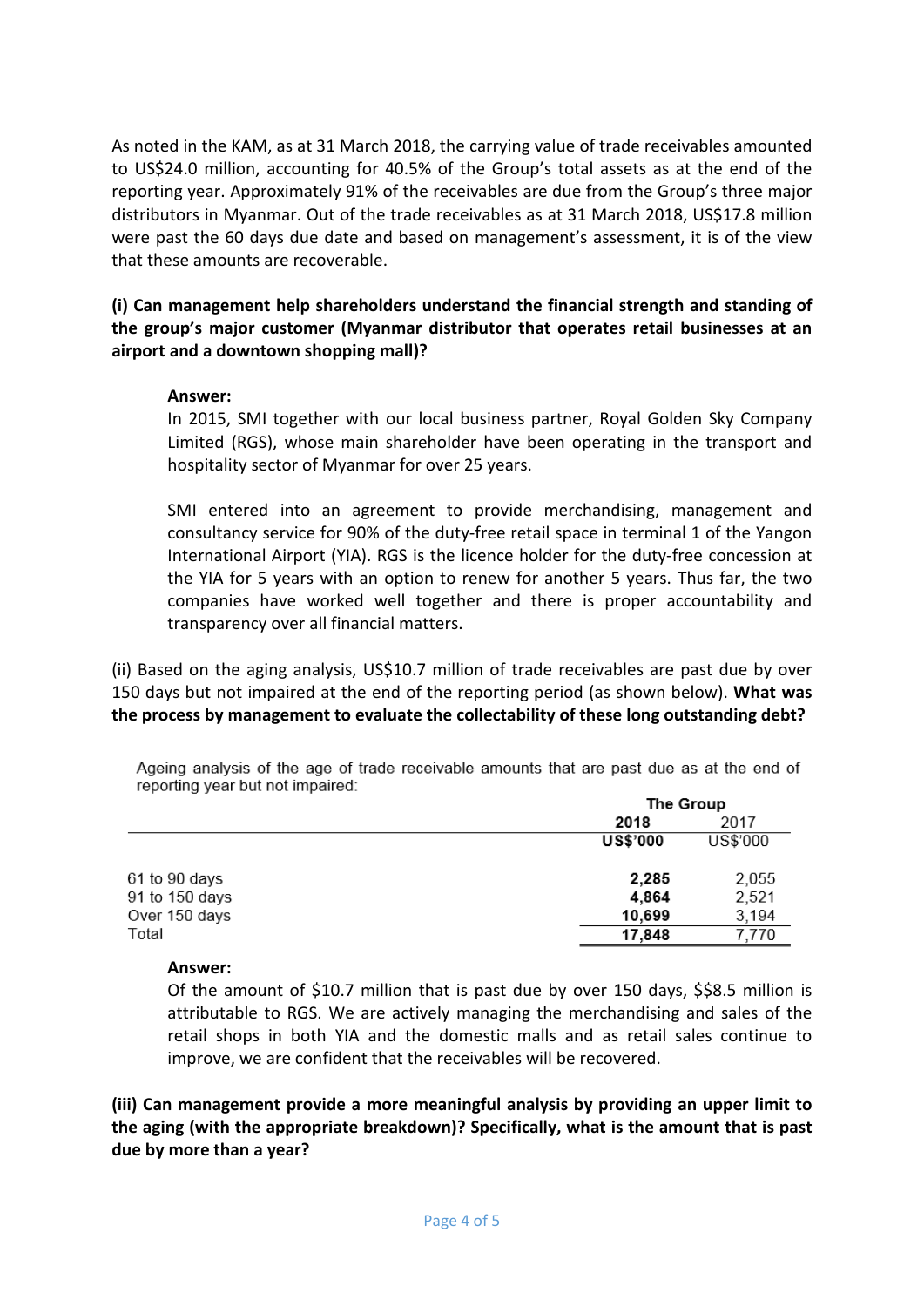As noted in the KAM, as at 31 March 2018, the carrying value of trade receivables amounted to US$24.0 million, accounting for 40.5% of the Group's total assets as at the end of the reporting year. Approximately 91% of the receivables are due from the Group's three major distributors in Myanmar. Out of the trade receivables as at 31 March 2018, US$17.8 million were past the 60 days due date and based on management's assessment, it is of the view that these amounts are recoverable.

**(i) Can management help shareholders understand the financial strength and standing of the group's major customer (Myanmar distributor that operates retail businesses at an airport and a downtown shopping mall)?**

**Answer:**

In 2015, SMI together with our local business partner, Royal Golden Sky Company Limited (RGS), whose main shareholder have been operating in the transport and hospitality sector of Myanmar for over 25 years.

SMI entered into an agreement to provide merchandising, management and consultancy service for 90% of the duty-free retail space in terminal 1 of the Yangon International Airport (YIA). RGS is the licence holder for the duty-free concession at the YIA for 5 years with an option to renew for another 5 years. Thus far, the two companies have worked well together and there is proper accountability and transparency over all financial matters.

(ii) Based on the aging analysis, US$10.7 million of trade receivables are past due by over 150 days but not impaired at the end of the reporting period (as shown below). **What was the process by management to evaluate the collectability of these long outstanding debt?**

Ageing analysis of the age of trade receivable amounts that are past due as at the end of reporting year but not impaired:

| | The Group | |
|---|---|---|
| | **2018** | 2017 |
| | **US$'000** | US$'000 |
| 61 to 90 days | **2,285** | 2,055 |
| 91 to 150 days | **4,864** | 2,521 |
| Over 150 days | **10,699** | 3,194 |
| Total | **17,848** | 7,770 |

**Answer:**

Of the amount of $10.7 million that is past due by over 150 days, $$8.5 million is attributable to RGS. We are actively managing the merchandising and sales of the retail shops in both YIA and the domestic malls and as retail sales continue to improve, we are confident that the receivables will be recovered.

**(iii) Can management provide a more meaningful analysis by providing an upper limit to the aging (with the appropriate breakdown)? Specifically, what is the amount that is past due by more than a year?**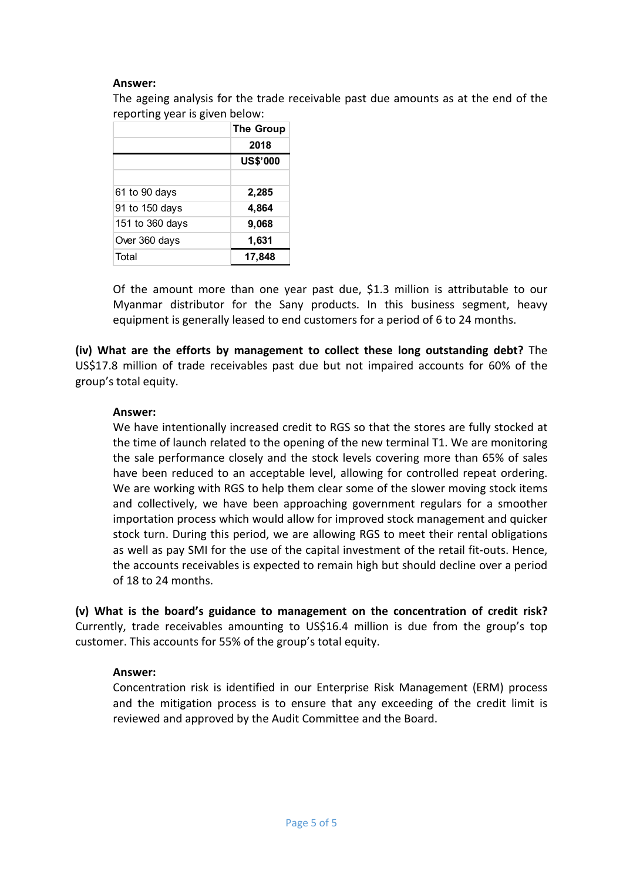**Answer:**

The ageing analysis for the trade receivable past due amounts as at the end of the reporting year is given below:

| | The Group |
|---|---|
| | 2018 |
| | US$'000 |
| | |
| 61 to 90 days | 2,285 |
| 91 to 150 days | 4,864 |
| 151 to 360 days | 9,068 |
| Over 360 days | 1,631 |
| Total | 17,848 |

Of the amount more than one year past due, $1.3 million is attributable to our Myanmar distributor for the Sany products. In this business segment, heavy equipment is generally leased to end customers for a period of 6 to 24 months.

**(iv) What are the efforts by management to collect these long outstanding debt?** The US$17.8 million of trade receivables past due but not impaired accounts for 60% of the group's total equity.

**Answer:**

We have intentionally increased credit to RGS so that the stores are fully stocked at the time of launch related to the opening of the new terminal T1. We are monitoring the sale performance closely and the stock levels covering more than 65% of sales have been reduced to an acceptable level, allowing for controlled repeat ordering. We are working with RGS to help them clear some of the slower moving stock items and collectively, we have been approaching government regulars for a smoother importation process which would allow for improved stock management and quicker stock turn. During this period, we are allowing RGS to meet their rental obligations as well as pay SMI for the use of the capital investment of the retail fit-outs. Hence, the accounts receivables is expected to remain high but should decline over a period of 18 to 24 months.

**(v) What is the board's guidance to management on the concentration of credit risk?** Currently, trade receivables amounting to US$16.4 million is due from the group's top customer. This accounts for 55% of the group's total equity.

**Answer:**

Concentration risk is identified in our Enterprise Risk Management (ERM) process and the mitigation process is to ensure that any exceeding of the credit limit is reviewed and approved by the Audit Committee and the Board.